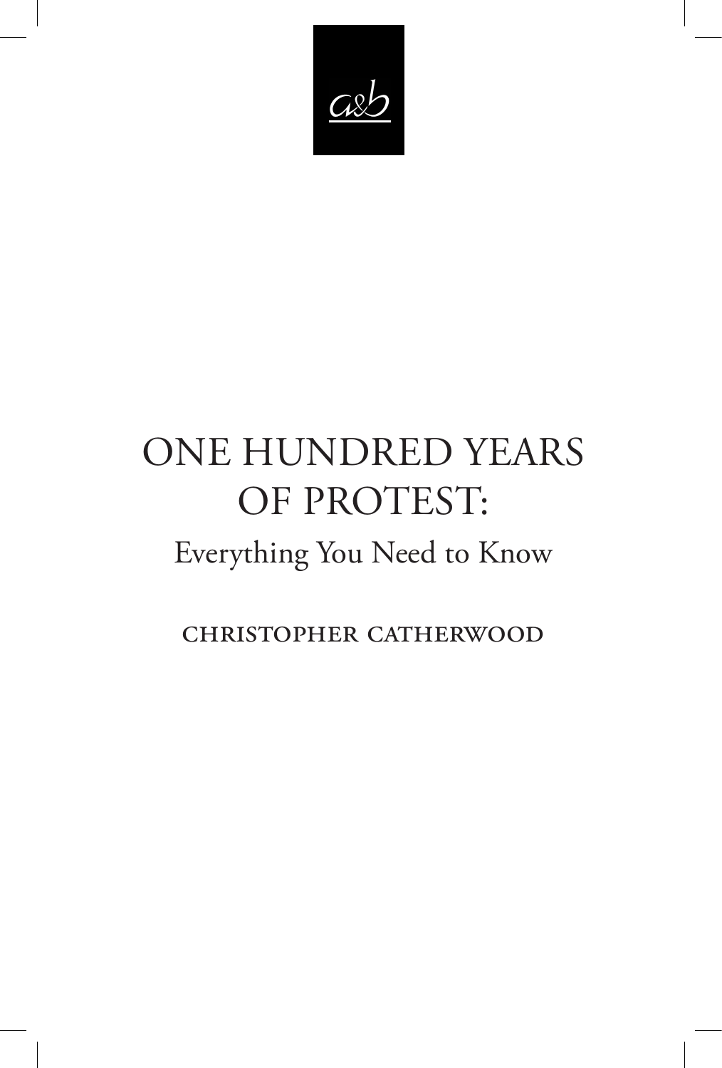a&b

# ONE HUNDRED YEARS OF PROTEST:

## Everything You Need to Know

CHRISTOPHER CATHERWOOD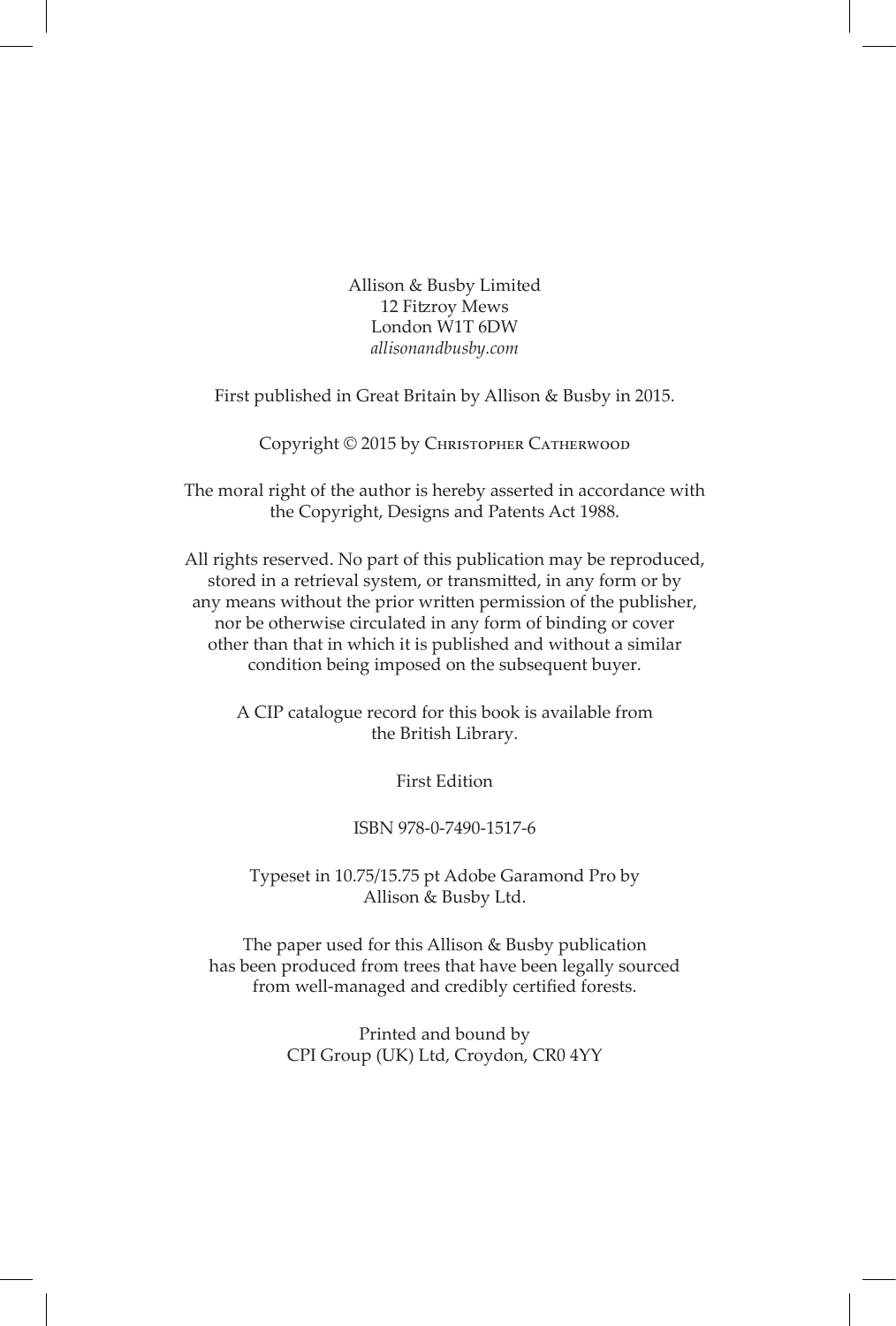Allison & Busby Limited
12 Fitzroy Mews
London W1T 6DW
*allisonandbusby.com*

First published in Great Britain by Allison & Busby in 2015.

Copyright © 2015 by Christopher Catherwood

The moral right of the author is hereby asserted in accordance with the Copyright, Designs and Patents Act 1988.

All rights reserved. No part of this publication may be reproduced, stored in a retrieval system, or transmitted, in any form or by any means without the prior written permission of the publisher, nor be otherwise circulated in any form of binding or cover other than that in which it is published and without a similar condition being imposed on the subsequent buyer.

A CIP catalogue record for this book is available from the British Library.

First Edition

ISBN 978-0-7490-1517-6

Typeset in 10.75/15.75 pt Adobe Garamond Pro by Allison & Busby Ltd.

The paper used for this Allison & Busby publication has been produced from trees that have been legally sourced from well-managed and credibly certified forests.

Printed and bound by
CPI Group (UK) Ltd, Croydon, CR0 4YY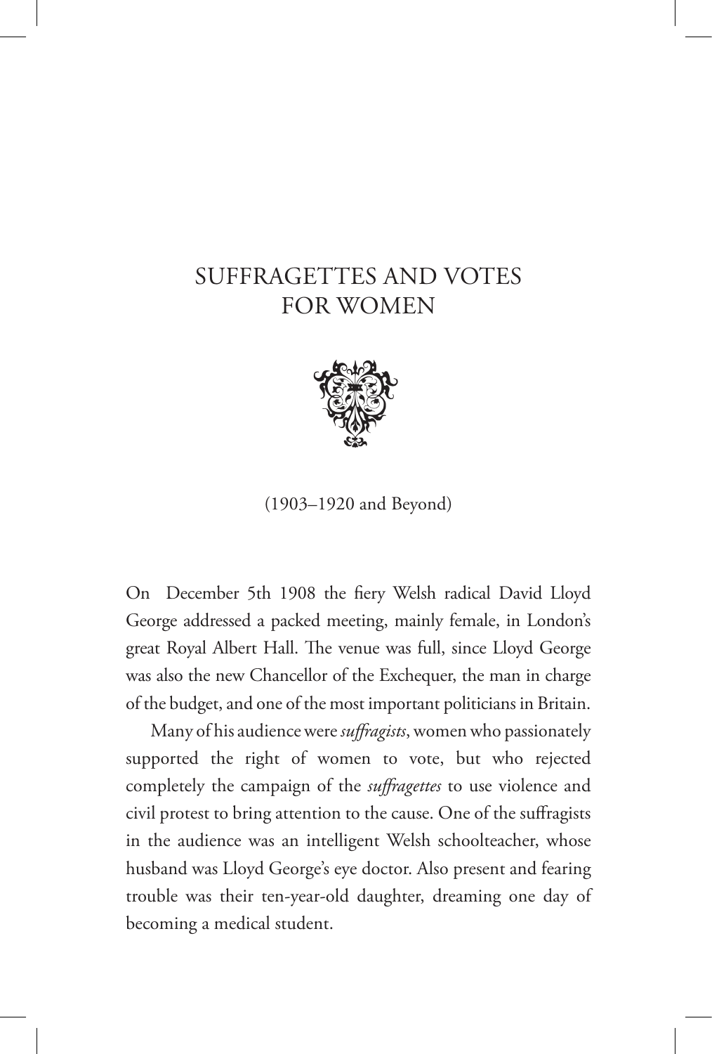# SUFFRAGETTES AND VOTES FOR WOMEN

(1903–1920 and Beyond)

On December 5th 1908 the fiery Welsh radical David Lloyd George addressed a packed meeting, mainly female, in London's great Royal Albert Hall. The venue was full, since Lloyd George was also the new Chancellor of the Exchequer, the man in charge of the budget, and one of the most important politicians in Britain.

Many of his audience were *suffragists*, women who passionately supported the right of women to vote, but who rejected completely the campaign of the *suffragettes* to use violence and civil protest to bring attention to the cause. One of the suffragists in the audience was an intelligent Welsh schoolteacher, whose husband was Lloyd George's eye doctor. Also present and fearing trouble was their ten-year-old daughter, dreaming one day of becoming a medical student.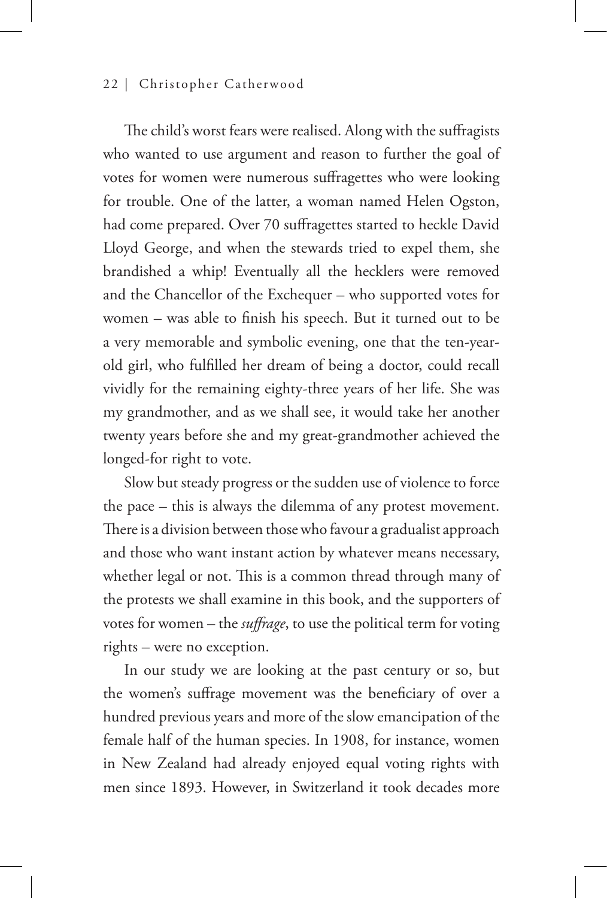The child's worst fears were realised. Along with the suffragists who wanted to use argument and reason to further the goal of votes for women were numerous suffragettes who were looking for trouble. One of the latter, a woman named Helen Ogston, had come prepared. Over 70 suffragettes started to heckle David Lloyd George, and when the stewards tried to expel them, she brandished a whip! Eventually all the hecklers were removed and the Chancellor of the Exchequer – who supported votes for women – was able to finish his speech. But it turned out to be a very memorable and symbolic evening, one that the ten-year-old girl, who fulfilled her dream of being a doctor, could recall vividly for the remaining eighty-three years of her life. She was my grandmother, and as we shall see, it would take her another twenty years before she and my great-grandmother achieved the longed-for right to vote.

Slow but steady progress or the sudden use of violence to force the pace – this is always the dilemma of any protest movement. There is a division between those who favour a gradualist approach and those who want instant action by whatever means necessary, whether legal or not. This is a common thread through many of the protests we shall examine in this book, and the supporters of votes for women – the *suffrage*, to use the political term for voting rights – were no exception.

In our study we are looking at the past century or so, but the women's suffrage movement was the beneficiary of over a hundred previous years and more of the slow emancipation of the female half of the human species. In 1908, for instance, women in New Zealand had already enjoyed equal voting rights with men since 1893. However, in Switzerland it took decades more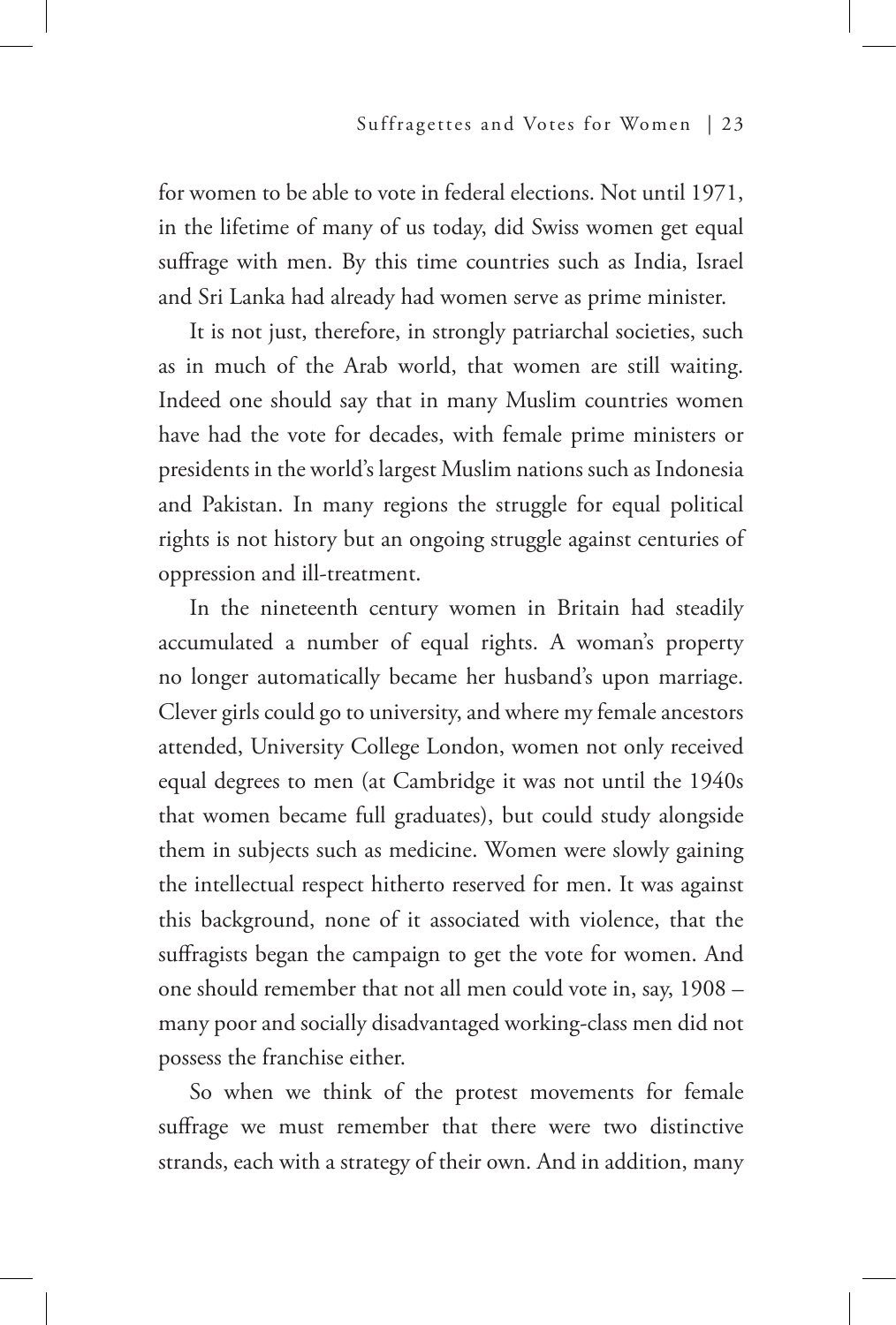for women to be able to vote in federal elections. Not until 1971, in the lifetime of many of us today, did Swiss women get equal suffrage with men. By this time countries such as India, Israel and Sri Lanka had already had women serve as prime minister.

It is not just, therefore, in strongly patriarchal societies, such as in much of the Arab world, that women are still waiting. Indeed one should say that in many Muslim countries women have had the vote for decades, with female prime ministers or presidents in the world's largest Muslim nations such as Indonesia and Pakistan. In many regions the struggle for equal political rights is not history but an ongoing struggle against centuries of oppression and ill-treatment.

In the nineteenth century women in Britain had steadily accumulated a number of equal rights. A woman's property no longer automatically became her husband's upon marriage. Clever girls could go to university, and where my female ancestors attended, University College London, women not only received equal degrees to men (at Cambridge it was not until the 1940s that women became full graduates), but could study alongside them in subjects such as medicine. Women were slowly gaining the intellectual respect hitherto reserved for men. It was against this background, none of it associated with violence, that the suffragists began the campaign to get the vote for women. And one should remember that not all men could vote in, say, 1908 – many poor and socially disadvantaged working-class men did not possess the franchise either.

So when we think of the protest movements for female suffrage we must remember that there were two distinctive strands, each with a strategy of their own. And in addition, many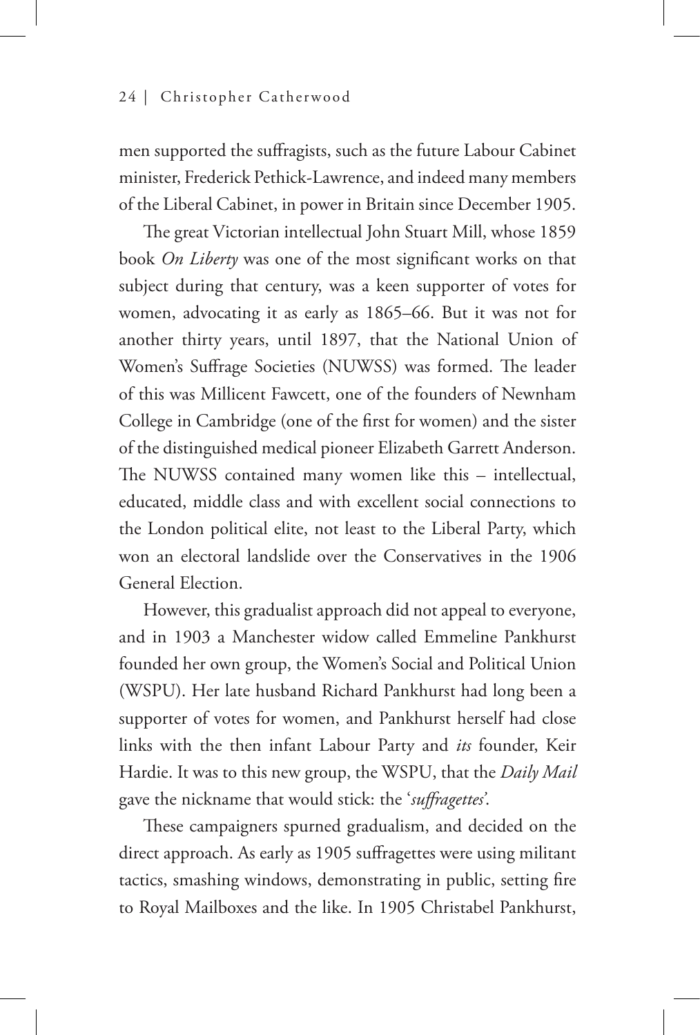men supported the suffragists, such as the future Labour Cabinet minister, Frederick Pethick-Lawrence, and indeed many members of the Liberal Cabinet, in power in Britain since December 1905.

The great Victorian intellectual John Stuart Mill, whose 1859 book *On Liberty* was one of the most significant works on that subject during that century, was a keen supporter of votes for women, advocating it as early as 1865–66. But it was not for another thirty years, until 1897, that the National Union of Women's Suffrage Societies (NUWSS) was formed. The leader of this was Millicent Fawcett, one of the founders of Newnham College in Cambridge (one of the first for women) and the sister of the distinguished medical pioneer Elizabeth Garrett Anderson. The NUWSS contained many women like this – intellectual, educated, middle class and with excellent social connections to the London political elite, not least to the Liberal Party, which won an electoral landslide over the Conservatives in the 1906 General Election.

However, this gradualist approach did not appeal to everyone, and in 1903 a Manchester widow called Emmeline Pankhurst founded her own group, the Women's Social and Political Union (WSPU). Her late husband Richard Pankhurst had long been a supporter of votes for women, and Pankhurst herself had close links with the then infant Labour Party and *its* founder, Keir Hardie. It was to this new group, the WSPU, that the *Daily Mail* gave the nickname that would stick: the '*suffragettes*'.

These campaigners spurned gradualism, and decided on the direct approach. As early as 1905 suffragettes were using militant tactics, smashing windows, demonstrating in public, setting fire to Royal Mailboxes and the like. In 1905 Christabel Pankhurst,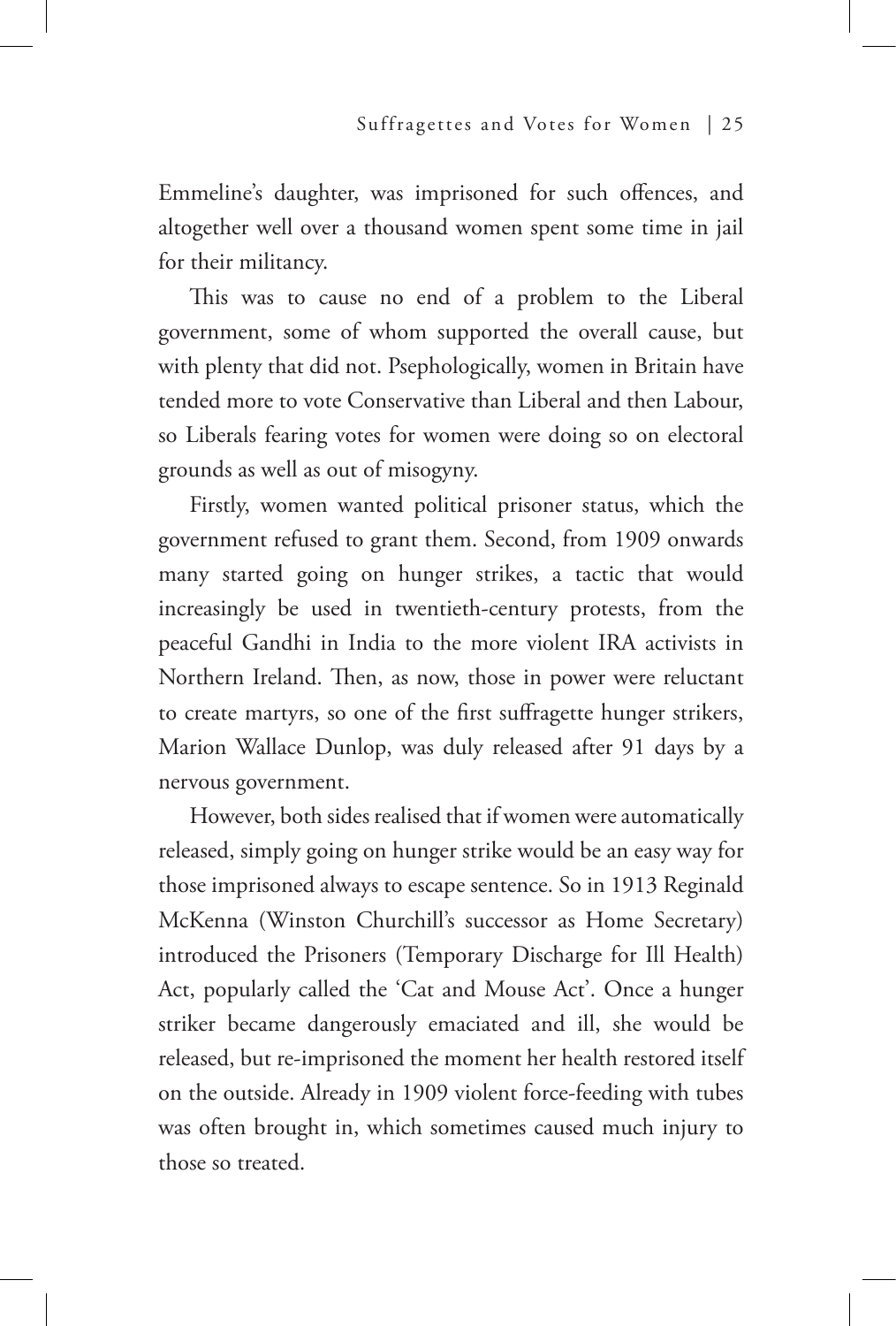Emmeline's daughter, was imprisoned for such offences, and altogether well over a thousand women spent some time in jail for their militancy.

This was to cause no end of a problem to the Liberal government, some of whom supported the overall cause, but with plenty that did not. Psephologically, women in Britain have tended more to vote Conservative than Liberal and then Labour, so Liberals fearing votes for women were doing so on electoral grounds as well as out of misogyny.

Firstly, women wanted political prisoner status, which the government refused to grant them. Second, from 1909 onwards many started going on hunger strikes, a tactic that would increasingly be used in twentieth-century protests, from the peaceful Gandhi in India to the more violent IRA activists in Northern Ireland. Then, as now, those in power were reluctant to create martyrs, so one of the first suffragette hunger strikers, Marion Wallace Dunlop, was duly released after 91 days by a nervous government.

However, both sides realised that if women were automatically released, simply going on hunger strike would be an easy way for those imprisoned always to escape sentence. So in 1913 Reginald McKenna (Winston Churchill's successor as Home Secretary) introduced the Prisoners (Temporary Discharge for Ill Health) Act, popularly called the 'Cat and Mouse Act'. Once a hunger striker became dangerously emaciated and ill, she would be released, but re-imprisoned the moment her health restored itself on the outside. Already in 1909 violent force-feeding with tubes was often brought in, which sometimes caused much injury to those so treated.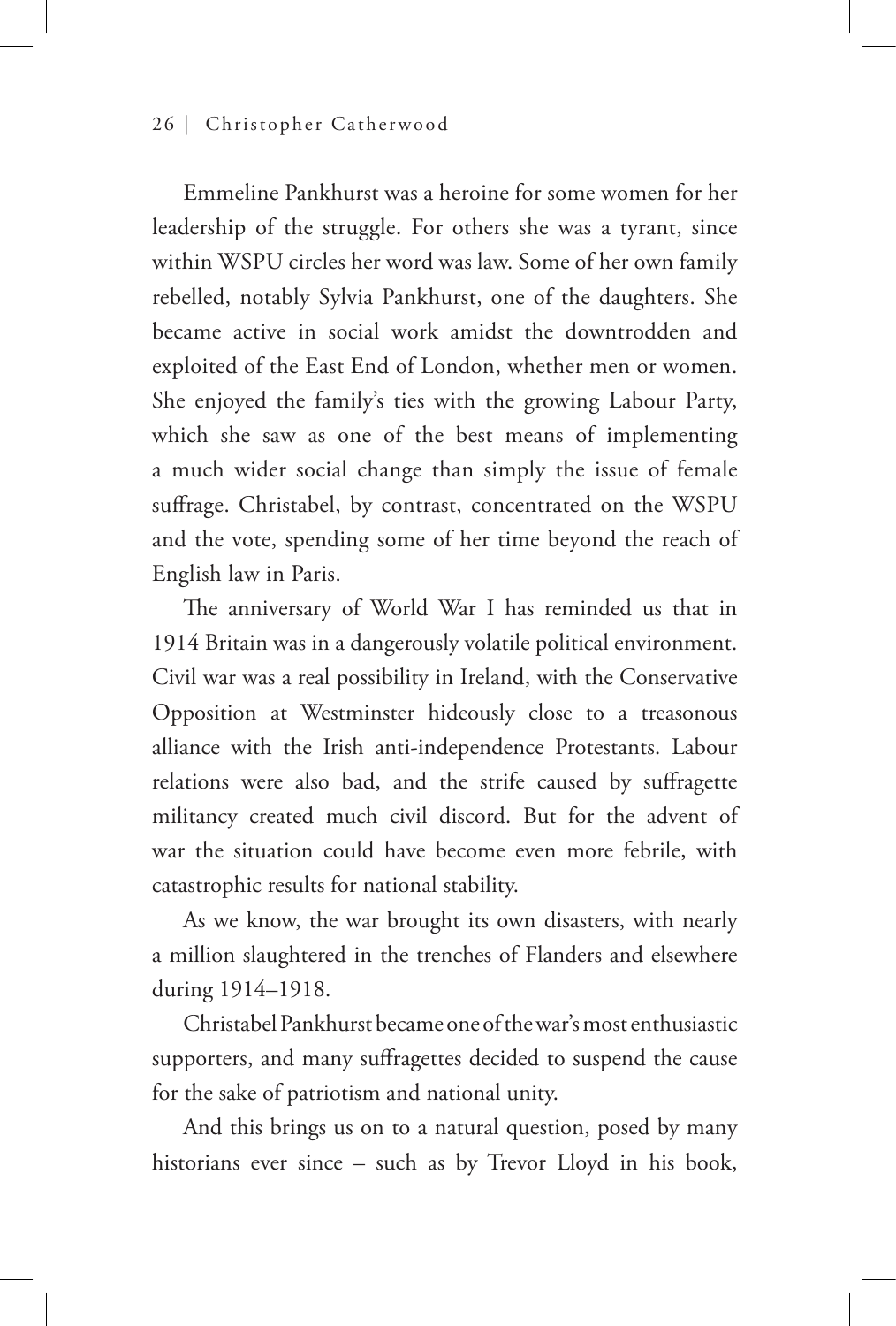Emmeline Pankhurst was a heroine for some women for her leadership of the struggle. For others she was a tyrant, since within WSPU circles her word was law. Some of her own family rebelled, notably Sylvia Pankhurst, one of the daughters. She became active in social work amidst the downtrodden and exploited of the East End of London, whether men or women. She enjoyed the family's ties with the growing Labour Party, which she saw as one of the best means of implementing a much wider social change than simply the issue of female suffrage. Christabel, by contrast, concentrated on the WSPU and the vote, spending some of her time beyond the reach of English law in Paris.

The anniversary of World War I has reminded us that in 1914 Britain was in a dangerously volatile political environment. Civil war was a real possibility in Ireland, with the Conservative Opposition at Westminster hideously close to a treasonous alliance with the Irish anti-independence Protestants. Labour relations were also bad, and the strife caused by suffragette militancy created much civil discord. But for the advent of war the situation could have become even more febrile, with catastrophic results for national stability.

As we know, the war brought its own disasters, with nearly a million slaughtered in the trenches of Flanders and elsewhere during 1914–1918.

Christabel Pankhurst became one of the war's most enthusiastic supporters, and many suffragettes decided to suspend the cause for the sake of patriotism and national unity.

And this brings us on to a natural question, posed by many historians ever since – such as by Trevor Lloyd in his book,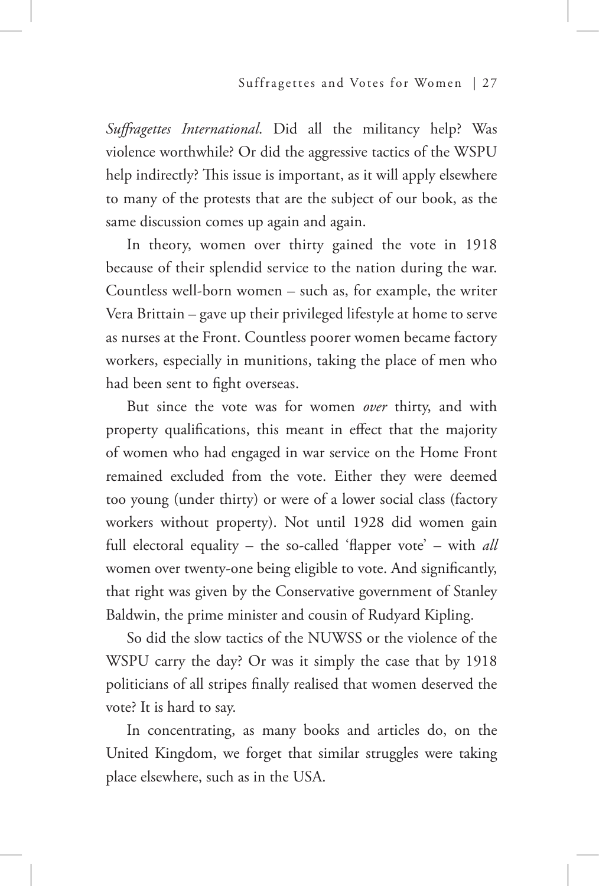*Suffragettes International*. Did all the militancy help? Was violence worthwhile? Or did the aggressive tactics of the WSPU help indirectly? This issue is important, as it will apply elsewhere to many of the protests that are the subject of our book, as the same discussion comes up again and again.

In theory, women over thirty gained the vote in 1918 because of their splendid service to the nation during the war. Countless well-born women – such as, for example, the writer Vera Brittain – gave up their privileged lifestyle at home to serve as nurses at the Front. Countless poorer women became factory workers, especially in munitions, taking the place of men who had been sent to fight overseas.

But since the vote was for women *over* thirty, and with property qualifications, this meant in effect that the majority of women who had engaged in war service on the Home Front remained excluded from the vote. Either they were deemed too young (under thirty) or were of a lower social class (factory workers without property). Not until 1928 did women gain full electoral equality – the so-called 'flapper vote' – with *all* women over twenty-one being eligible to vote. And significantly, that right was given by the Conservative government of Stanley Baldwin, the prime minister and cousin of Rudyard Kipling.

So did the slow tactics of the NUWSS or the violence of the WSPU carry the day? Or was it simply the case that by 1918 politicians of all stripes finally realised that women deserved the vote? It is hard to say.

In concentrating, as many books and articles do, on the United Kingdom, we forget that similar struggles were taking place elsewhere, such as in the USA.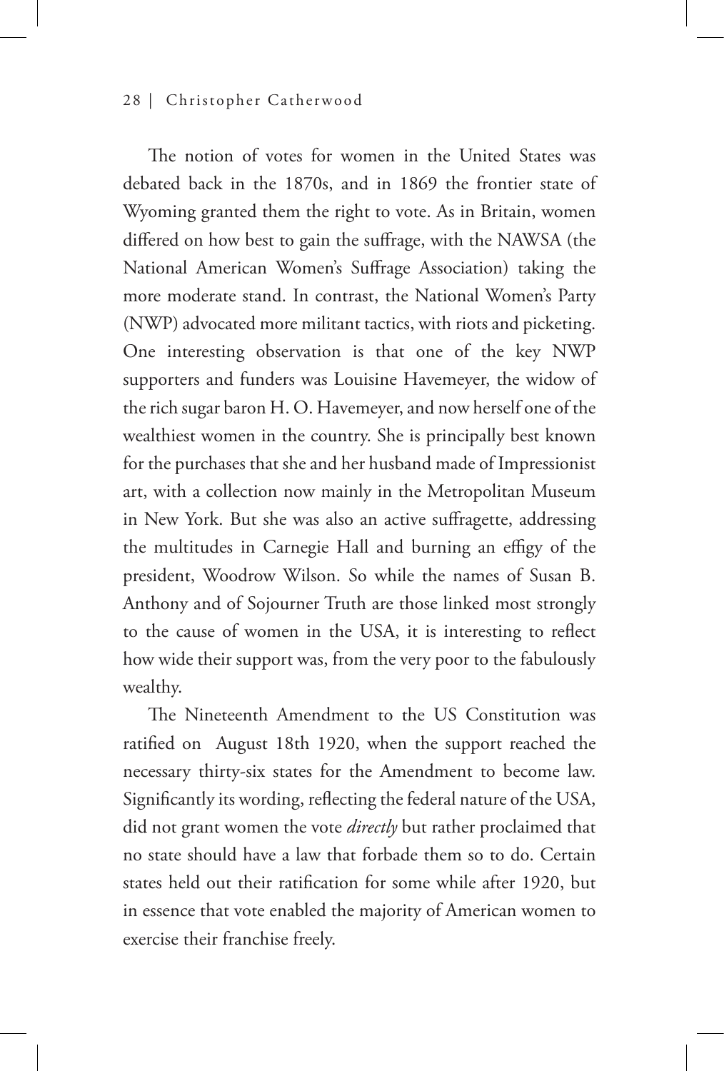The notion of votes for women in the United States was debated back in the 1870s, and in 1869 the frontier state of Wyoming granted them the right to vote. As in Britain, women differed on how best to gain the suffrage, with the NAWSA (the National American Women's Suffrage Association) taking the more moderate stand. In contrast, the National Women's Party (NWP) advocated more militant tactics, with riots and picketing. One interesting observation is that one of the key NWP supporters and funders was Louisine Havemeyer, the widow of the rich sugar baron H. O. Havemeyer, and now herself one of the wealthiest women in the country. She is principally best known for the purchases that she and her husband made of Impressionist art, with a collection now mainly in the Metropolitan Museum in New York. But she was also an active suffragette, addressing the multitudes in Carnegie Hall and burning an effigy of the president, Woodrow Wilson. So while the names of Susan B. Anthony and of Sojourner Truth are those linked most strongly to the cause of women in the USA, it is interesting to reflect how wide their support was, from the very poor to the fabulously wealthy.

The Nineteenth Amendment to the US Constitution was ratified on August 18th 1920, when the support reached the necessary thirty-six states for the Amendment to become law. Significantly its wording, reflecting the federal nature of the USA, did not grant women the vote *directly* but rather proclaimed that no state should have a law that forbade them so to do. Certain states held out their ratification for some while after 1920, but in essence that vote enabled the majority of American women to exercise their franchise freely.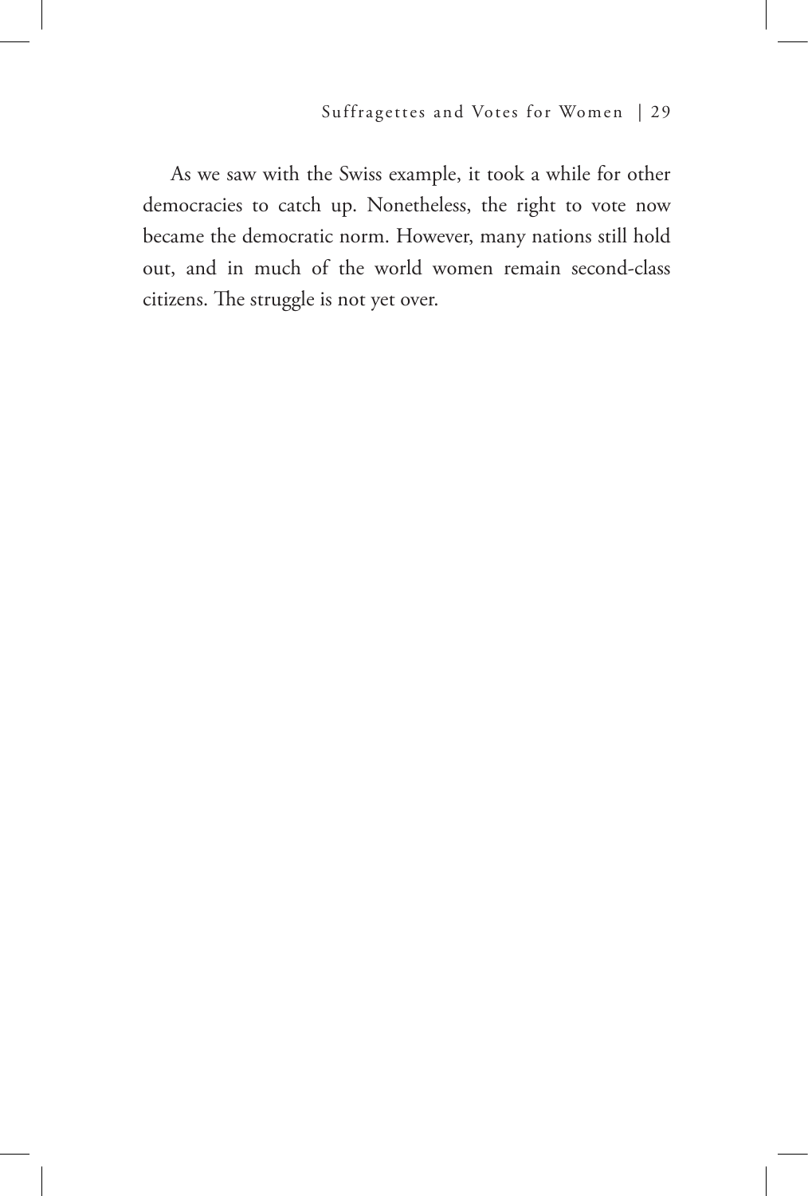As we saw with the Swiss example, it took a while for other democracies to catch up. Nonetheless, the right to vote now became the democratic norm. However, many nations still hold out, and in much of the world women remain second-class citizens. The struggle is not yet over.